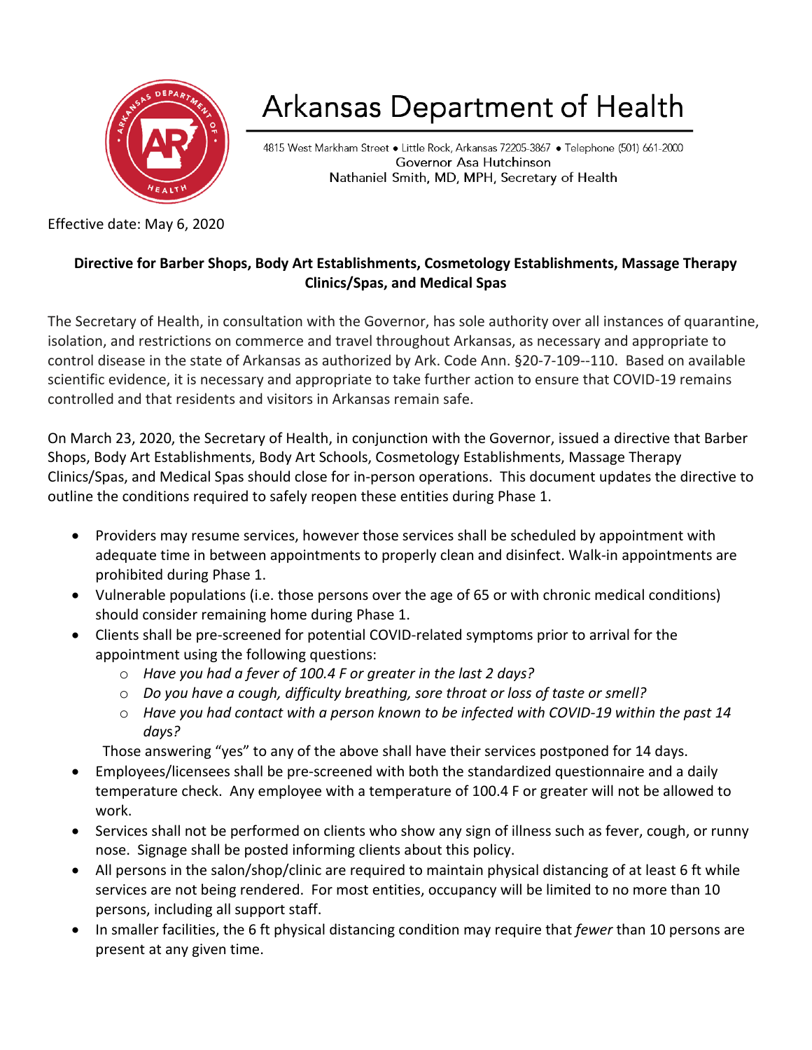# Arkansas Department of Health

4815 West Markham Street • Little Rock, Arkansas 72205-3867 • Telephone (501) 661-2000
Governor Asa Hutchinson
Nathaniel Smith, MD, MPH, Secretary of Health

Effective date: May 6, 2020

**Directive for Barber Shops, Body Art Establishments, Cosmetology Establishments, Massage Therapy Clinics/Spas, and Medical Spas**

The Secretary of Health, in consultation with the Governor, has sole authority over all instances of quarantine, isolation, and restrictions on commerce and travel throughout Arkansas, as necessary and appropriate to control disease in the state of Arkansas as authorized by Ark. Code Ann. §20-7-109--110. Based on available scientific evidence, it is necessary and appropriate to take further action to ensure that COVID-19 remains controlled and that residents and visitors in Arkansas remain safe.

On March 23, 2020, the Secretary of Health, in conjunction with the Governor, issued a directive that Barber Shops, Body Art Establishments, Body Art Schools, Cosmetology Establishments, Massage Therapy Clinics/Spas, and Medical Spas should close for in-person operations. This document updates the directive to outline the conditions required to safely reopen these entities during Phase 1.

- Providers may resume services, however those services shall be scheduled by appointment with adequate time in between appointments to properly clean and disinfect. Walk-in appointments are prohibited during Phase 1.
- Vulnerable populations (i.e. those persons over the age of 65 or with chronic medical conditions) should consider remaining home during Phase 1.
- Clients shall be pre-screened for potential COVID-related symptoms prior to arrival for the appointment using the following questions:
  - *Have you had a fever of 100.4 F or greater in the last 2 days?*
  - *Do you have a cough, difficulty breathing, sore throat or loss of taste or smell?*
  - *Have you had contact with a person known to be infected with COVID-19 within the past 14 days?*

  Those answering "yes" to any of the above shall have their services postponed for 14 days.
- Employees/licensees shall be pre-screened with both the standardized questionnaire and a daily temperature check. Any employee with a temperature of 100.4 F or greater will not be allowed to work.
- Services shall not be performed on clients who show any sign of illness such as fever, cough, or runny nose. Signage shall be posted informing clients about this policy.
- All persons in the salon/shop/clinic are required to maintain physical distancing of at least 6 ft while services are not being rendered. For most entities, occupancy will be limited to no more than 10 persons, including all support staff.
- In smaller facilities, the 6 ft physical distancing condition may require that *fewer* than 10 persons are present at any given time.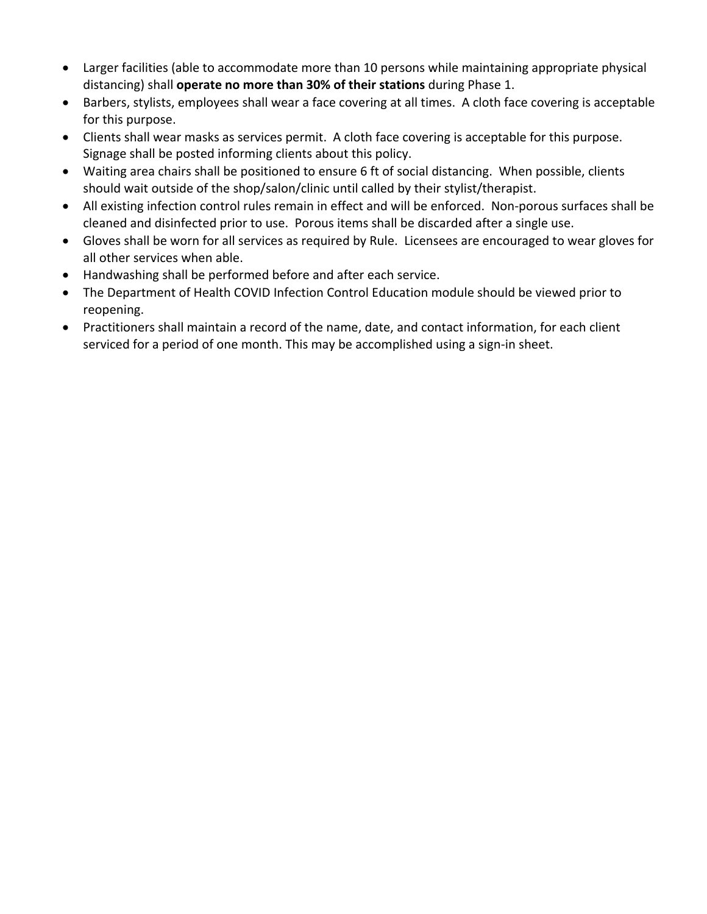- Larger facilities (able to accommodate more than 10 persons while maintaining appropriate physical distancing) shall **operate no more than 30% of their stations** during Phase 1.
- Barbers, stylists, employees shall wear a face covering at all times. A cloth face covering is acceptable for this purpose.
- Clients shall wear masks as services permit. A cloth face covering is acceptable for this purpose. Signage shall be posted informing clients about this policy.
- Waiting area chairs shall be positioned to ensure 6 ft of social distancing. When possible, clients should wait outside of the shop/salon/clinic until called by their stylist/therapist.
- All existing infection control rules remain in effect and will be enforced. Non-porous surfaces shall be cleaned and disinfected prior to use. Porous items shall be discarded after a single use.
- Gloves shall be worn for all services as required by Rule. Licensees are encouraged to wear gloves for all other services when able.
- Handwashing shall be performed before and after each service.
- The Department of Health COVID Infection Control Education module should be viewed prior to reopening.
- Practitioners shall maintain a record of the name, date, and contact information, for each client serviced for a period of one month. This may be accomplished using a sign-in sheet.